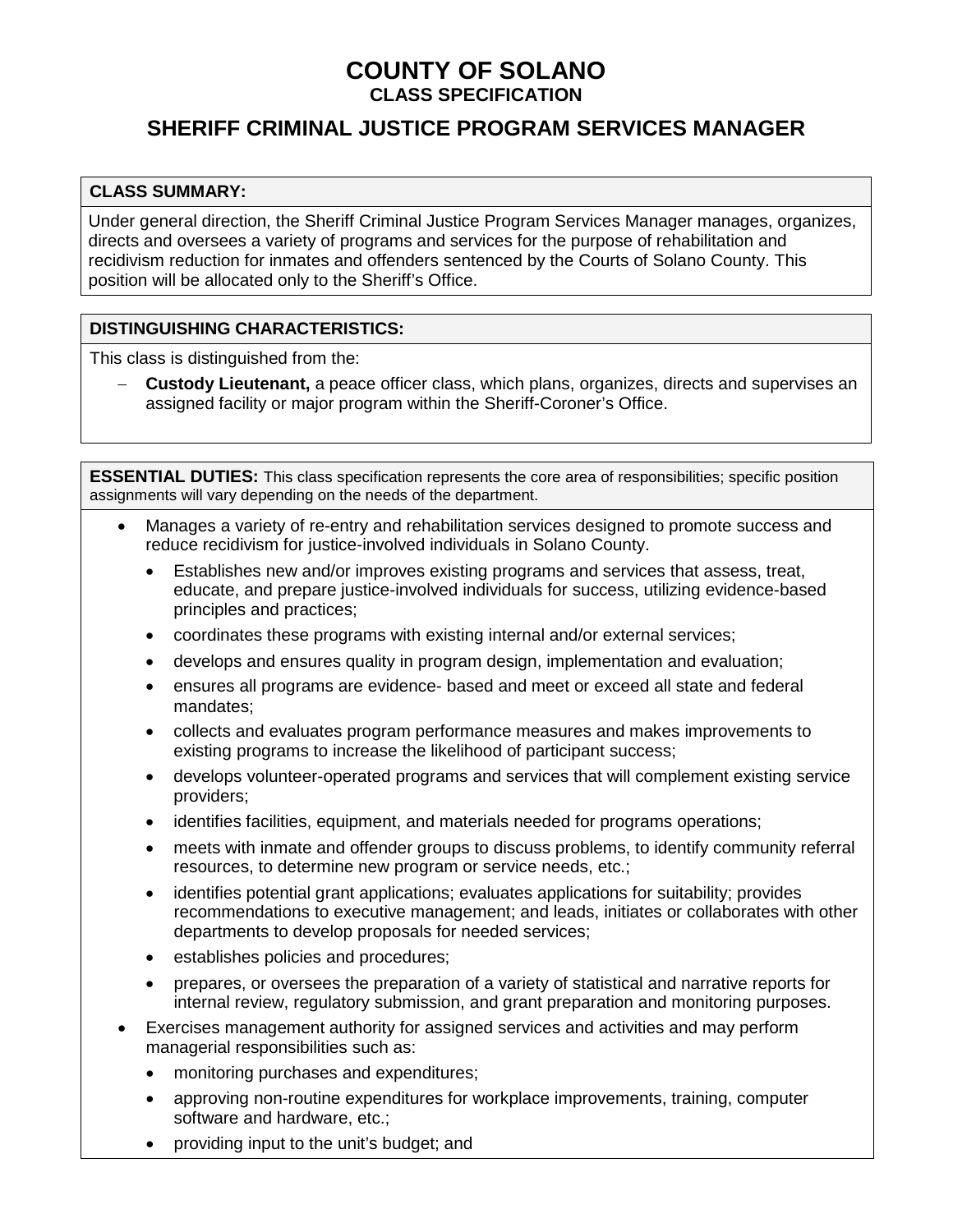# COUNTY OF SOLANO

### CLASS SPECIFICATION

## SHERIFF CRIMINAL JUSTICE PROGRAM SERVICES MANAGER

**CLASS SUMMARY:**

Under general direction, the Sheriff Criminal Justice Program Services Manager manages, organizes, directs and oversees a variety of programs and services for the purpose of rehabilitation and recidivism reduction for inmates and offenders sentenced by the Courts of Solano County. This position will be allocated only to the Sheriff's Office.

**DISTINGUISHING CHARACTERISTICS:**

This class is distinguished from the:

- **Custody Lieutenant,** a peace officer class, which plans, organizes, directs and supervises an assigned facility or major program within the Sheriff-Coroner's Office.

**ESSENTIAL DUTIES:** This class specification represents the core area of responsibilities; specific position assignments will vary depending on the needs of the department.

- Manages a variety of re-entry and rehabilitation services designed to promote success and reduce recidivism for justice-involved individuals in Solano County.
  - Establishes new and/or improves existing programs and services that assess, treat, educate, and prepare justice-involved individuals for success, utilizing evidence-based principles and practices;
  - coordinates these programs with existing internal and/or external services;
  - develops and ensures quality in program design, implementation and evaluation;
  - ensures all programs are evidence- based and meet or exceed all state and federal mandates;
  - collects and evaluates program performance measures and makes improvements to existing programs to increase the likelihood of participant success;
  - develops volunteer-operated programs and services that will complement existing service providers;
  - identifies facilities, equipment, and materials needed for programs operations;
  - meets with inmate and offender groups to discuss problems, to identify community referral resources, to determine new program or service needs, etc.;
  - identifies potential grant applications; evaluates applications for suitability; provides recommendations to executive management; and leads, initiates or collaborates with other departments to develop proposals for needed services;
  - establishes policies and procedures;
  - prepares, or oversees the preparation of a variety of statistical and narrative reports for internal review, regulatory submission, and grant preparation and monitoring purposes.
- Exercises management authority for assigned services and activities and may perform managerial responsibilities such as:
  - monitoring purchases and expenditures;
  - approving non-routine expenditures for workplace improvements, training, computer software and hardware, etc.;
  - providing input to the unit's budget; and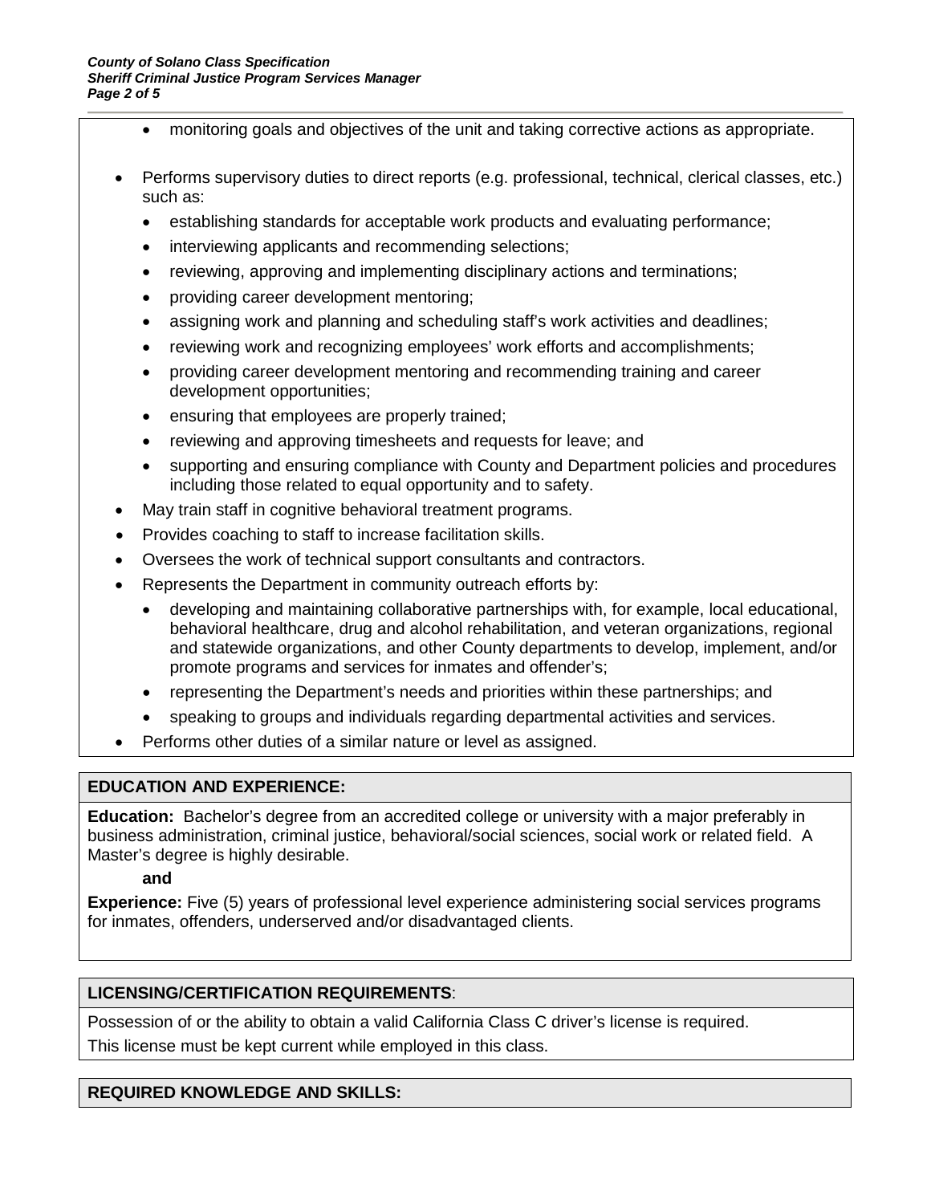- monitoring goals and objectives of the unit and taking corrective actions as appropriate.

- Performs supervisory duties to direct reports (e.g. professional, technical, clerical classes, etc.) such as:
  - establishing standards for acceptable work products and evaluating performance;
  - interviewing applicants and recommending selections;
  - reviewing, approving and implementing disciplinary actions and terminations;
  - providing career development mentoring;
  - assigning work and planning and scheduling staff's work activities and deadlines;
  - reviewing work and recognizing employees' work efforts and accomplishments;
  - providing career development mentoring and recommending training and career development opportunities;
  - ensuring that employees are properly trained;
  - reviewing and approving timesheets and requests for leave; and
  - supporting and ensuring compliance with County and Department policies and procedures including those related to equal opportunity and to safety.
- May train staff in cognitive behavioral treatment programs.
- Provides coaching to staff to increase facilitation skills.
- Oversees the work of technical support consultants and contractors.
- Represents the Department in community outreach efforts by:
  - developing and maintaining collaborative partnerships with, for example, local educational, behavioral healthcare, drug and alcohol rehabilitation, and veteran organizations, regional and statewide organizations, and other County departments to develop, implement, and/or promote programs and services for inmates and offender's;
  - representing the Department's needs and priorities within these partnerships; and
  - speaking to groups and individuals regarding departmental activities and services.
- Performs other duties of a similar nature or level as assigned.

## EDUCATION AND EXPERIENCE:

**Education:** Bachelor's degree from an accredited college or university with a major preferably in business administration, criminal justice, behavioral/social sciences, social work or related field. A Master's degree is highly desirable.

**and**

**Experience:** Five (5) years of professional level experience administering social services programs for inmates, offenders, underserved and/or disadvantaged clients.

## LICENSING/CERTIFICATION REQUIREMENTS:

Possession of or the ability to obtain a valid California Class C driver's license is required.

This license must be kept current while employed in this class.

## REQUIRED KNOWLEDGE AND SKILLS: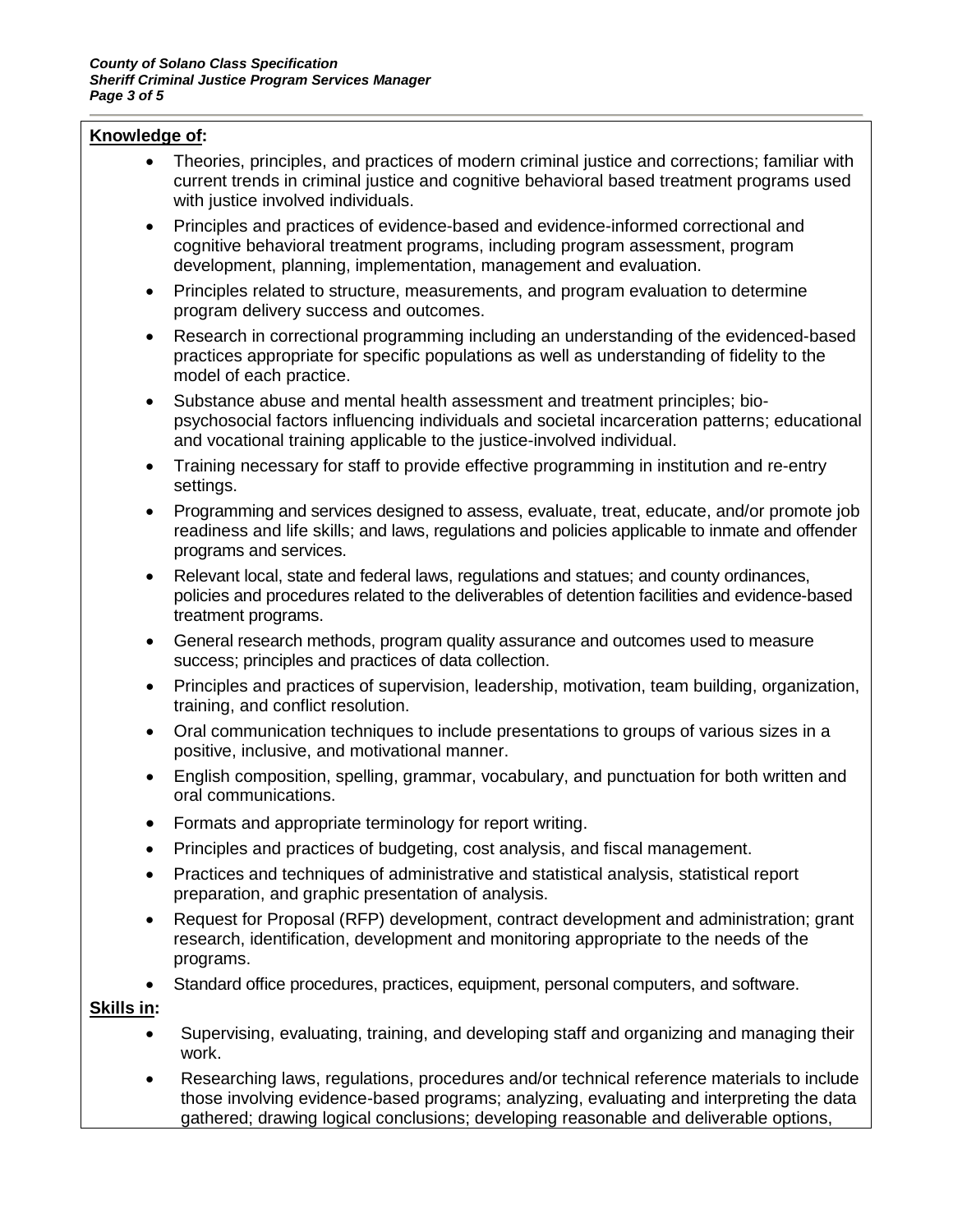**Knowledge of:**

- Theories, principles, and practices of modern criminal justice and corrections; familiar with current trends in criminal justice and cognitive behavioral based treatment programs used with justice involved individuals.
- Principles and practices of evidence-based and evidence-informed correctional and cognitive behavioral treatment programs, including program assessment, program development, planning, implementation, management and evaluation.
- Principles related to structure, measurements, and program evaluation to determine program delivery success and outcomes.
- Research in correctional programming including an understanding of the evidenced-based practices appropriate for specific populations as well as understanding of fidelity to the model of each practice.
- Substance abuse and mental health assessment and treatment principles; bio-psychosocial factors influencing individuals and societal incarceration patterns; educational and vocational training applicable to the justice-involved individual.
- Training necessary for staff to provide effective programming in institution and re-entry settings.
- Programming and services designed to assess, evaluate, treat, educate, and/or promote job readiness and life skills; and laws, regulations and policies applicable to inmate and offender programs and services.
- Relevant local, state and federal laws, regulations and statues; and county ordinances, policies and procedures related to the deliverables of detention facilities and evidence-based treatment programs.
- General research methods, program quality assurance and outcomes used to measure success; principles and practices of data collection.
- Principles and practices of supervision, leadership, motivation, team building, organization, training, and conflict resolution.
- Oral communication techniques to include presentations to groups of various sizes in a positive, inclusive, and motivational manner.
- English composition, spelling, grammar, vocabulary, and punctuation for both written and oral communications.
- Formats and appropriate terminology for report writing.
- Principles and practices of budgeting, cost analysis, and fiscal management.
- Practices and techniques of administrative and statistical analysis, statistical report preparation, and graphic presentation of analysis.
- Request for Proposal (RFP) development, contract development and administration; grant research, identification, development and monitoring appropriate to the needs of the programs.
- Standard office procedures, practices, equipment, personal computers, and software.

**Skills in:**

- Supervising, evaluating, training, and developing staff and organizing and managing their work.
- Researching laws, regulations, procedures and/or technical reference materials to include those involving evidence-based programs; analyzing, evaluating and interpreting the data gathered; drawing logical conclusions; developing reasonable and deliverable options,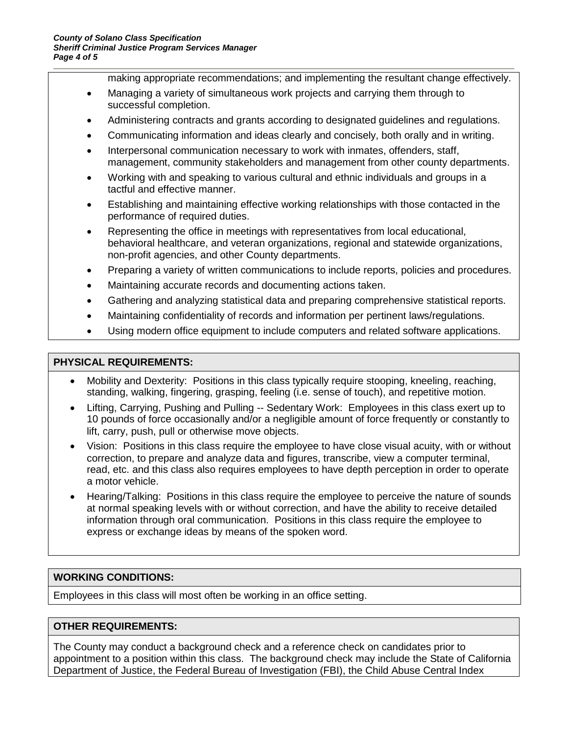making appropriate recommendations; and implementing the resultant change effectively.

- Managing a variety of simultaneous work projects and carrying them through to successful completion.
- Administering contracts and grants according to designated guidelines and regulations.
- Communicating information and ideas clearly and concisely, both orally and in writing.
- Interpersonal communication necessary to work with inmates, offenders, staff, management, community stakeholders and management from other county departments.
- Working with and speaking to various cultural and ethnic individuals and groups in a tactful and effective manner.
- Establishing and maintaining effective working relationships with those contacted in the performance of required duties.
- Representing the office in meetings with representatives from local educational, behavioral healthcare, and veteran organizations, regional and statewide organizations, non-profit agencies, and other County departments.
- Preparing a variety of written communications to include reports, policies and procedures.
- Maintaining accurate records and documenting actions taken.
- Gathering and analyzing statistical data and preparing comprehensive statistical reports.
- Maintaining confidentiality of records and information per pertinent laws/regulations.
- Using modern office equipment to include computers and related software applications.

## PHYSICAL REQUIREMENTS:

- Mobility and Dexterity: Positions in this class typically require stooping, kneeling, reaching, standing, walking, fingering, grasping, feeling (i.e. sense of touch), and repetitive motion.
- Lifting, Carrying, Pushing and Pulling -- Sedentary Work: Employees in this class exert up to 10 pounds of force occasionally and/or a negligible amount of force frequently or constantly to lift, carry, push, pull or otherwise move objects.
- Vision: Positions in this class require the employee to have close visual acuity, with or without correction, to prepare and analyze data and figures, transcribe, view a computer terminal, read, etc. and this class also requires employees to have depth perception in order to operate a motor vehicle.
- Hearing/Talking: Positions in this class require the employee to perceive the nature of sounds at normal speaking levels with or without correction, and have the ability to receive detailed information through oral communication. Positions in this class require the employee to express or exchange ideas by means of the spoken word.

## WORKING CONDITIONS:

Employees in this class will most often be working in an office setting.

## OTHER REQUIREMENTS:

The County may conduct a background check and a reference check on candidates prior to appointment to a position within this class. The background check may include the State of California Department of Justice, the Federal Bureau of Investigation (FBI), the Child Abuse Central Index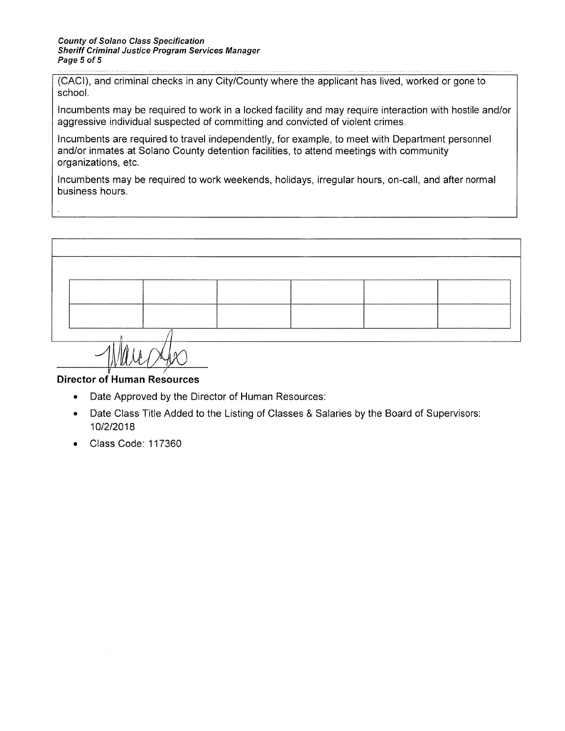(CACI), and criminal checks in any City/County where the applicant has lived, worked or gone to school.

Incumbents may be required to work in a locked facility and may require interaction with hostile and/or aggressive individual suspected of committing and convicted of violent crimes.

Incumbents are required to travel independently, for example, to meet with Department personnel and/or inmates at Solano County detention facilities, to attend meetings with community organizations, etc.

Incumbents may be required to work weekends, holidays, irregular hours, on-call, and after normal business hours.

| | | | | | |
|---|---|---|---|---|---|
| | | | | | |
| | | | | | |

**Director of Human Resources**

- Date Approved by the Director of Human Resources:
- Date Class Title Added to the Listing of Classes & Salaries by the Board of Supervisors: 10/2/2018
- Class Code: 117360